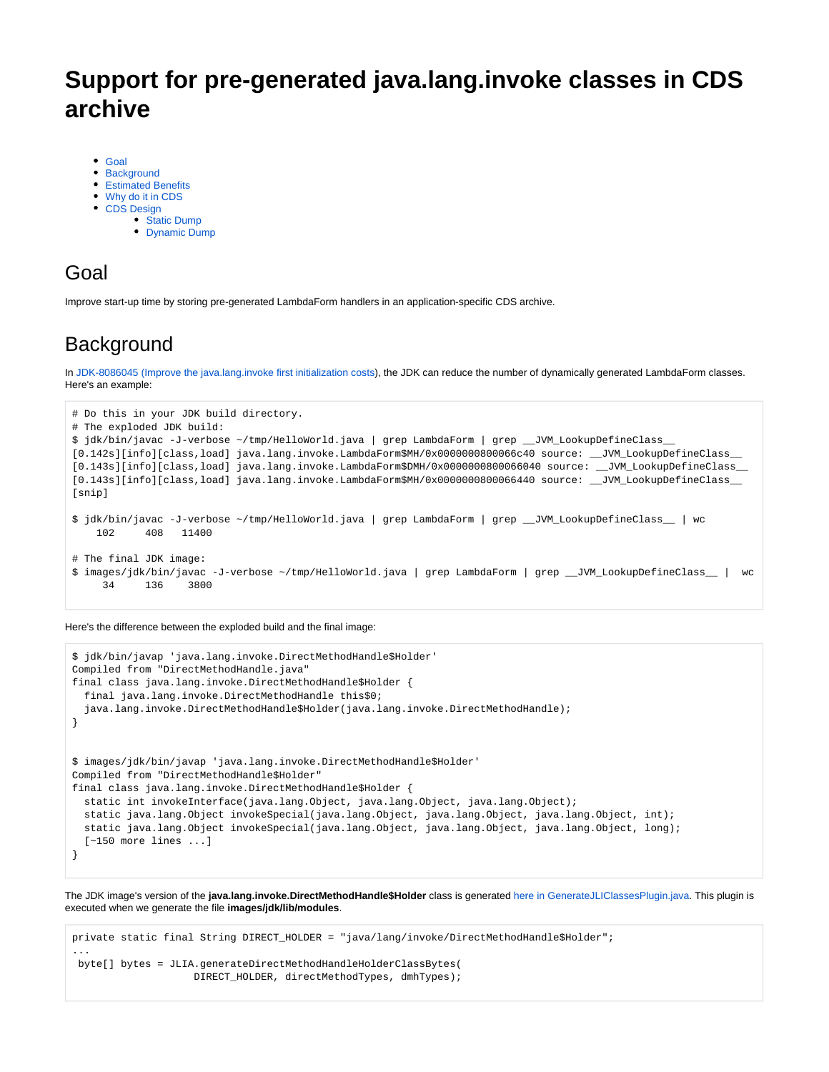# Support for pre-generated java.lang.invoke classes in CDS archive

- Goal
- Background
- Estimated Benefits
- Why do it in CDS
- CDS Design
  - Static Dump
  - Dynamic Dump

## Goal

Improve start-up time by storing pre-generated LambdaForm handlers in an application-specific CDS archive.

## Background

In JDK-8086045 (Improve the java.lang.invoke first initialization costs), the JDK can reduce the number of dynamically generated LambdaForm classes. Here's an example:

```
# Do this in your JDK build directory.
# The exploded JDK build:
$ jdk/bin/javac -J-verbose ~/tmp/HelloWorld.java | grep LambdaForm | grep __JVM_LookupDefineClass__
[0.142s][info][class,load] java.lang.invoke.LambdaForm$MH/0x0000000800066c40 source: __JVM_LookupDefineClass__
[0.143s][info][class,load] java.lang.invoke.LambdaForm$DMH/0x0000000800066040 source: __JVM_LookupDefineClass__
[0.143s][info][class,load] java.lang.invoke.LambdaForm$MH/0x0000000800066440 source: __JVM_LookupDefineClass__
[snip]

$ jdk/bin/javac -J-verbose ~/tmp/HelloWorld.java | grep LambdaForm | grep __JVM_LookupDefineClass__ | wc
    102     408   11400

# The final JDK image:
$ images/jdk/bin/javac -J-verbose ~/tmp/HelloWorld.java | grep LambdaForm | grep __JVM_LookupDefineClass__ |  wc
     34     136    3800
```

Here's the difference between the exploded build and the final image:

```
$ jdk/bin/javap 'java.lang.invoke.DirectMethodHandle$Holder'
Compiled from "DirectMethodHandle.java"
final class java.lang.invoke.DirectMethodHandle$Holder {
  final java.lang.invoke.DirectMethodHandle this$0;
  java.lang.invoke.DirectMethodHandle$Holder(java.lang.invoke.DirectMethodHandle);
}


$ images/jdk/bin/javap 'java.lang.invoke.DirectMethodHandle$Holder'
Compiled from "DirectMethodHandle$Holder"
final class java.lang.invoke.DirectMethodHandle$Holder {
  static int invokeInterface(java.lang.Object, java.lang.Object, java.lang.Object);
  static java.lang.Object invokeSpecial(java.lang.Object, java.lang.Object, java.lang.Object, int);
  static java.lang.Object invokeSpecial(java.lang.Object, java.lang.Object, java.lang.Object, long);
  [~150 more lines ...]
}
```

The JDK image's version of the **java.lang.invoke.DirectMethodHandle$Holder** class is generated here in GenerateJLIClassesPlugin.java. This plugin is executed when we generate the file **images/jdk/lib/modules**.

```
private static final String DIRECT_HOLDER = "java/lang/invoke/DirectMethodHandle$Holder";
...
 byte[] bytes = JLIA.generateDirectMethodHandleHolderClassBytes(
                    DIRECT_HOLDER, directMethodTypes, dmhTypes);
```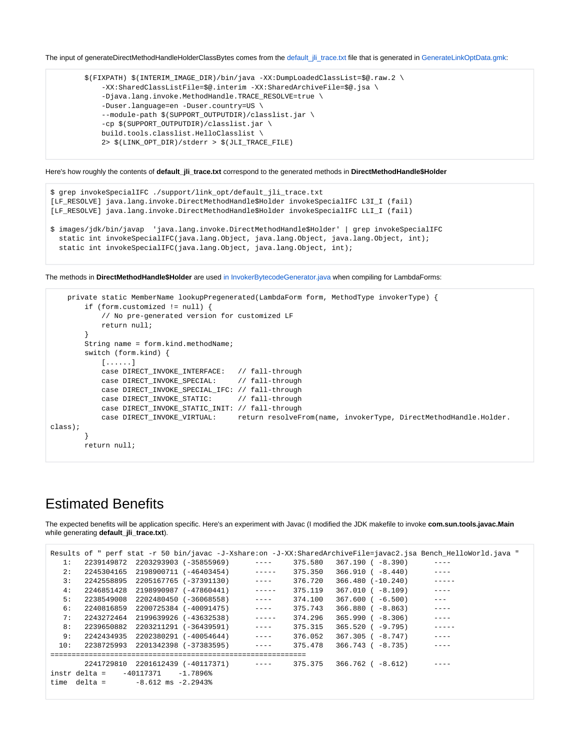The input of generateDirectMethodHandleHolderClassBytes comes from the default_jli_trace.txt file that is generated in GenerateLinkOptData.gmk:

```
        $(FIXPATH) $(INTERIM_IMAGE_DIR)/bin/java -XX:DumpLoadedClassList=$@.raw.2 \
            -XX:SharedClassListFile=$@.interim -XX:SharedArchiveFile=$@.jsa \
            -Djava.lang.invoke.MethodHandle.TRACE_RESOLVE=true \
            -Duser.language=en -Duser.country=US \
            --module-path $(SUPPORT_OUTPUTDIR)/classlist.jar \
            -cp $(SUPPORT_OUTPUTDIR)/classlist.jar \
            build.tools.classlist.HelloClasslist \
            2> $(LINK_OPT_DIR)/stderr > $(JLI_TRACE_FILE)
```

Here's how roughly the contents of **default_jli_trace.txt** correspond to the generated methods in **DirectMethodHandle$Holder**

```
$ grep invokeSpecialIFC ./support/link_opt/default_jli_trace.txt
[LF_RESOLVE] java.lang.invoke.DirectMethodHandle$Holder invokeSpecialIFC L3I_I (fail)
[LF_RESOLVE] java.lang.invoke.DirectMethodHandle$Holder invokeSpecialIFC LLI_I (fail)

$ images/jdk/bin/javap  'java.lang.invoke.DirectMethodHandle$Holder' | grep invokeSpecialIFC
  static int invokeSpecialIFC(java.lang.Object, java.lang.Object, java.lang.Object, int);
  static int invokeSpecialIFC(java.lang.Object, java.lang.Object, int);
```

The methods in **DirectMethodHandle$Holder** are used in InvokerBytecodeGenerator.java when compiling for LambdaForms:

```
    private static MemberName lookupPregenerated(LambdaForm form, MethodType invokerType) {
        if (form.customized != null) {
            // No pre-generated version for customized LF
            return null;
        }
        String name = form.kind.methodName;
        switch (form.kind) {
            [......]
            case DIRECT_INVOKE_INTERFACE:   // fall-through
            case DIRECT_INVOKE_SPECIAL:     // fall-through
            case DIRECT_INVOKE_SPECIAL_IFC: // fall-through
            case DIRECT_INVOKE_STATIC:      // fall-through
            case DIRECT_INVOKE_STATIC_INIT: // fall-through
            case DIRECT_INVOKE_VIRTUAL:     return resolveFrom(name, invokerType, DirectMethodHandle.Holder.
class);
        }
        return null;
```

## Estimated Benefits

The expected benefits will be application specific. Here's an experiment with Javac (I modified the JDK makefile to invoke **com.sun.tools.javac.Main** while generating **default_jli_trace.txt**).

```
Results of " perf stat -r 50 bin/javac -J-Xshare:on -J-XX:SharedArchiveFile=javac2.jsa Bench_HelloWorld.java "
   1:   2239149872  2203293903 (-35855969)      ----     375.580   367.190 ( -8.390)      ----
   2:   2245304165  2198900711 (-46403454)     -----     375.350   366.910 ( -8.440)      ----
   3:   2242558895  2205167765 (-37391130)      ----     376.720   366.480 (-10.240)      -----
   4:   2246851428  2198990987 (-47860441)     -----     375.119   367.010 ( -8.109)      ----
   5:   2238549008  2202480450 (-36068558)      ----     374.100   367.600 ( -6.500)      ---
   6:   2240816859  2200725384 (-40091475)      ----     375.743   366.880 ( -8.863)      ----
   7:   2243272464  2199639926 (-43632538)     -----     374.296   365.990 ( -8.306)      ----
   8:   2239650882  2203211291 (-36439591)      ----     375.315   365.520 ( -9.795)      -----
   9:   2242434935  2202380291 (-40054644)      ----     376.052   367.305 ( -8.747)      ----
  10:   2238725993  2201342398 (-37383595)      ----     375.478   366.743 ( -8.735)      ----
============================================================
        2241729810  2201612439 (-40117371)      ----     375.375   366.762 ( -8.612)      ----
instr delta =     -40117371     -1.7896%
time  delta =        -8.612 ms -2.2943%
```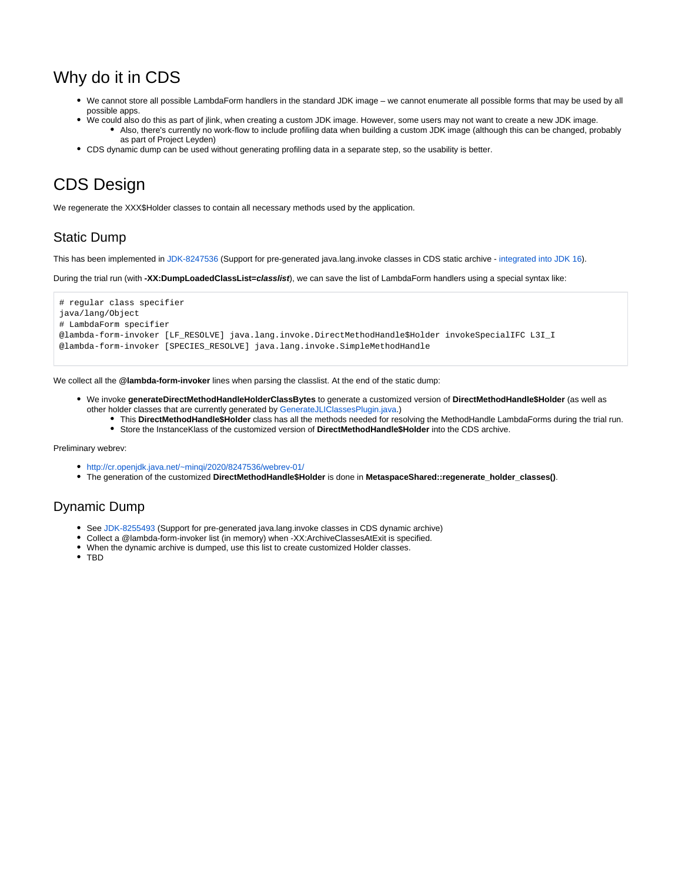# Why do it in CDS

- We cannot store all possible LambdaForm handlers in the standard JDK image – we cannot enumerate all possible forms that may be used by all possible apps.
- We could also do this as part of jlink, when creating a custom JDK image. However, some users may not want to create a new JDK image.
  - Also, there's currently no work-flow to include profiling data when building a custom JDK image (although this can be changed, probably as part of Project Leyden)
- CDS dynamic dump can be used without generating profiling data in a separate step, so the usability is better.

# CDS Design

We regenerate the XXX$Holder classes to contain all necessary methods used by the application.

## Static Dump

This has been implemented in JDK-8247536 (Support for pre-generated java.lang.invoke classes in CDS static archive - integrated into JDK 16).

During the trial run (with **-XX:DumpLoadedClassList=*classlist***), we can save the list of LambdaForm handlers using a special syntax like:

```
# regular class specifier
java/lang/Object
# LambdaForm specifier
@lambda-form-invoker [LF_RESOLVE] java.lang.invoke.DirectMethodHandle$Holder invokeSpecialIFC L3I_I
@lambda-form-invoker [SPECIES_RESOLVE] java.lang.invoke.SimpleMethodHandle
```

We collect all the **@lambda-form-invoker** lines when parsing the classlist. At the end of the static dump:

- We invoke **generateDirectMethodHandleHolderClassBytes** to generate a customized version of **DirectMethodHandle$Holder** (as well as other holder classes that are currently generated by GenerateJLIClassesPlugin.java.)
  - This **DirectMethodHandle$Holder** class has all the methods needed for resolving the MethodHandle LambdaForms during the trial run.
  - Store the InstanceKlass of the customized version of **DirectMethodHandle$Holder** into the CDS archive.

Preliminary webrev:

- http://cr.openjdk.java.net/~minqi/2020/8247536/webrev-01/
- The generation of the customized **DirectMethodHandle$Holder** is done in **MetaspaceShared::regenerate_holder_classes()**.

## Dynamic Dump

- See JDK-8255493 (Support for pre-generated java.lang.invoke classes in CDS dynamic archive)
- Collect a @lambda-form-invoker list (in memory) when -XX:ArchiveClassesAtExit is specified.
- When the dynamic archive is dumped, use this list to create customized Holder classes.
- TBD